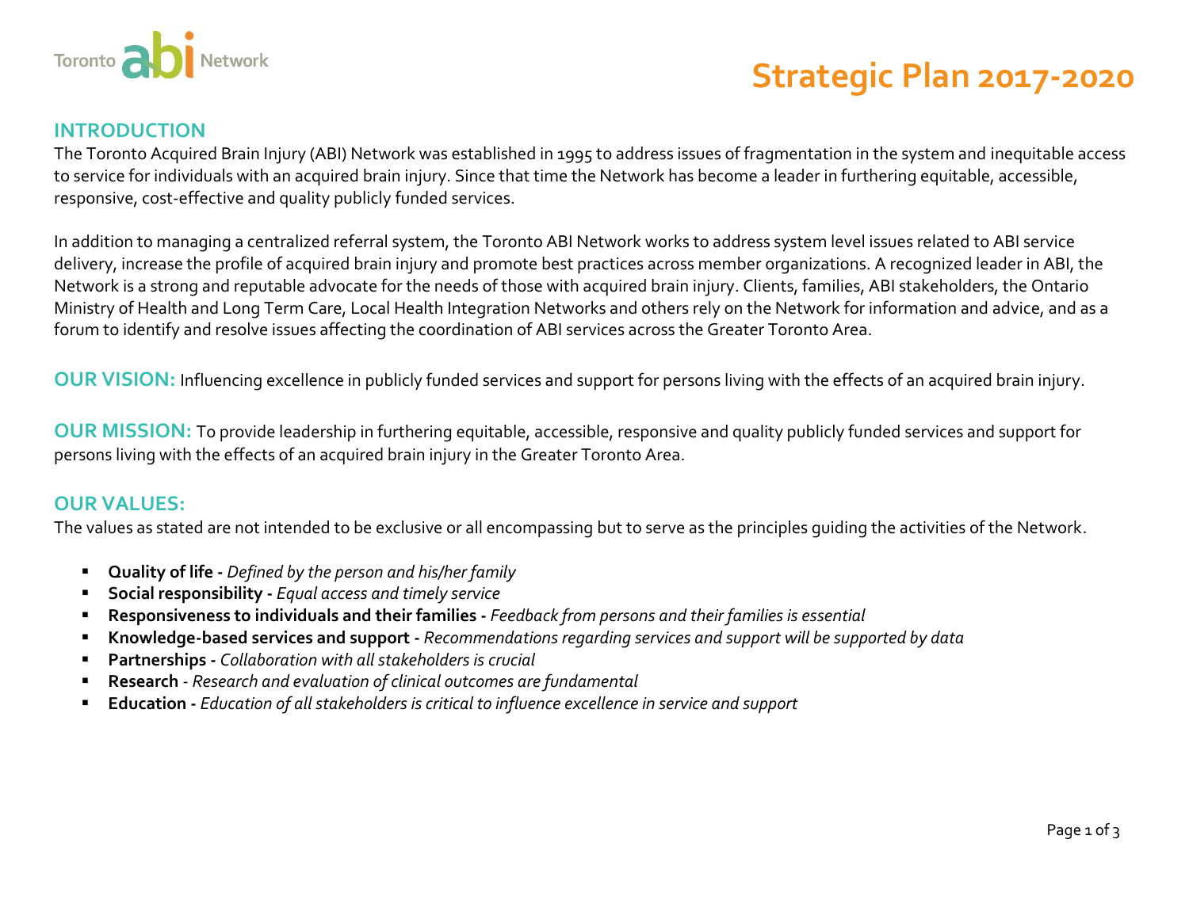Toronto abi Network

# Strategic Plan 2017-2020

## INTRODUCTION

The Toronto Acquired Brain Injury (ABI) Network was established in 1995 to address issues of fragmentation in the system and inequitable access to service for individuals with an acquired brain injury. Since that time the Network has become a leader in furthering equitable, accessible, responsive, cost-effective and quality publicly funded services.

In addition to managing a centralized referral system, the Toronto ABI Network works to address system level issues related to ABI service delivery, increase the profile of acquired brain injury and promote best practices across member organizations. A recognized leader in ABI, the Network is a strong and reputable advocate for the needs of those with acquired brain injury. Clients, families, ABI stakeholders, the Ontario Ministry of Health and Long Term Care, Local Health Integration Networks and others rely on the Network for information and advice, and as a forum to identify and resolve issues affecting the coordination of ABI services across the Greater Toronto Area.

**OUR VISION:** Influencing excellence in publicly funded services and support for persons living with the effects of an acquired brain injury.

**OUR MISSION:** To provide leadership in furthering equitable, accessible, responsive and quality publicly funded services and support for persons living with the effects of an acquired brain injury in the Greater Toronto Area.

## OUR VALUES:

The values as stated are not intended to be exclusive or all encompassing but to serve as the principles guiding the activities of the Network.

- **Quality of life -** *Defined by the person and his/her family*
- **Social responsibility -** *Equal access and timely service*
- **Responsiveness to individuals and their families -** *Feedback from persons and their families is essential*
- **Knowledge-based services and support -** *Recommendations regarding services and support will be supported by data*
- **Partnerships -** *Collaboration with all stakeholders is crucial*
- **Research** - *Research and evaluation of clinical outcomes are fundamental*
- **Education -** *Education of all stakeholders is critical to influence excellence in service and support*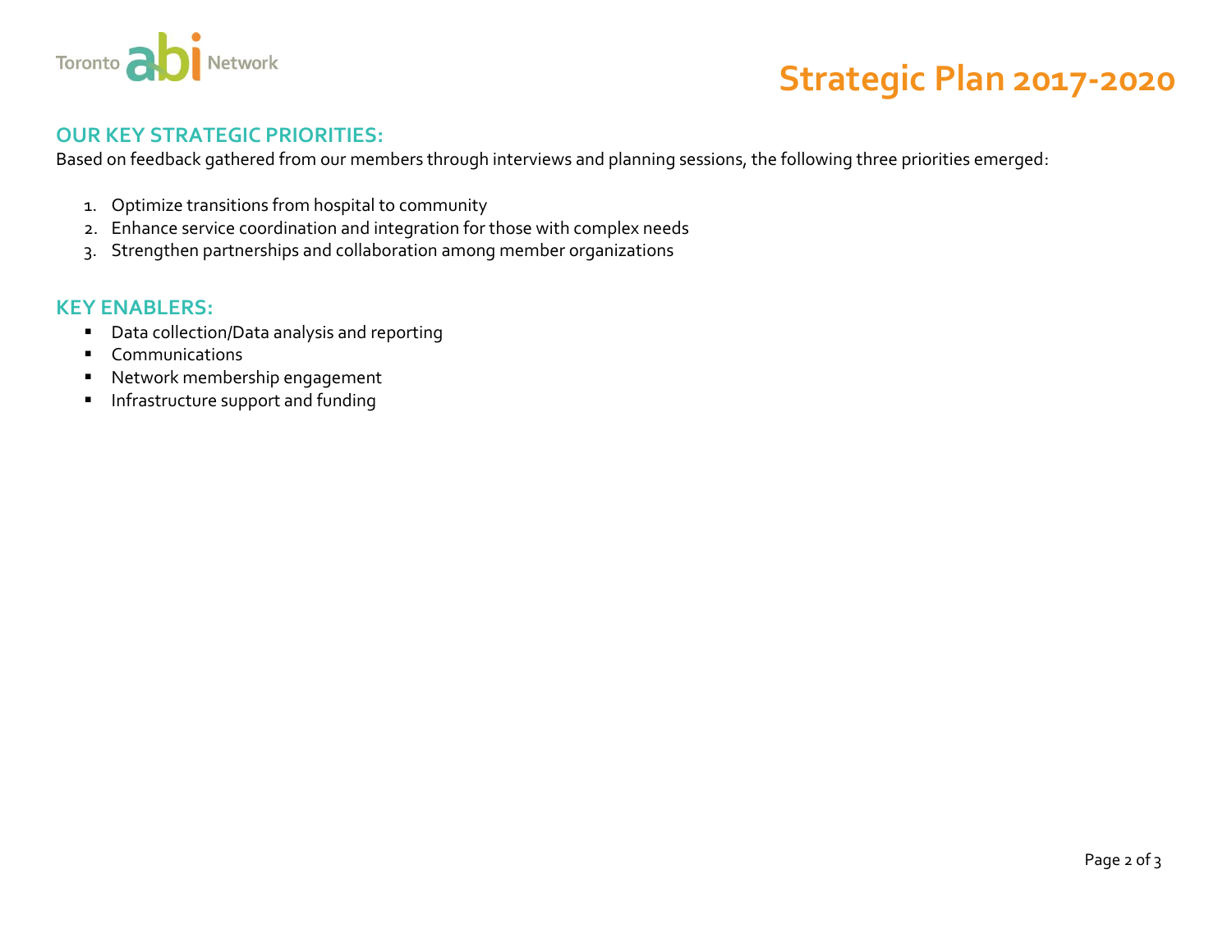# Strategic Plan 2017-2020

## OUR KEY STRATEGIC PRIORITIES:

Based on feedback gathered from our members through interviews and planning sessions, the following three priorities emerged:

1. Optimize transitions from hospital to community
2. Enhance service coordination and integration for those with complex needs
3. Strengthen partnerships and collaboration among member organizations

## KEY ENABLERS:

- Data collection/Data analysis and reporting
- Communications
- Network membership engagement
- Infrastructure support and funding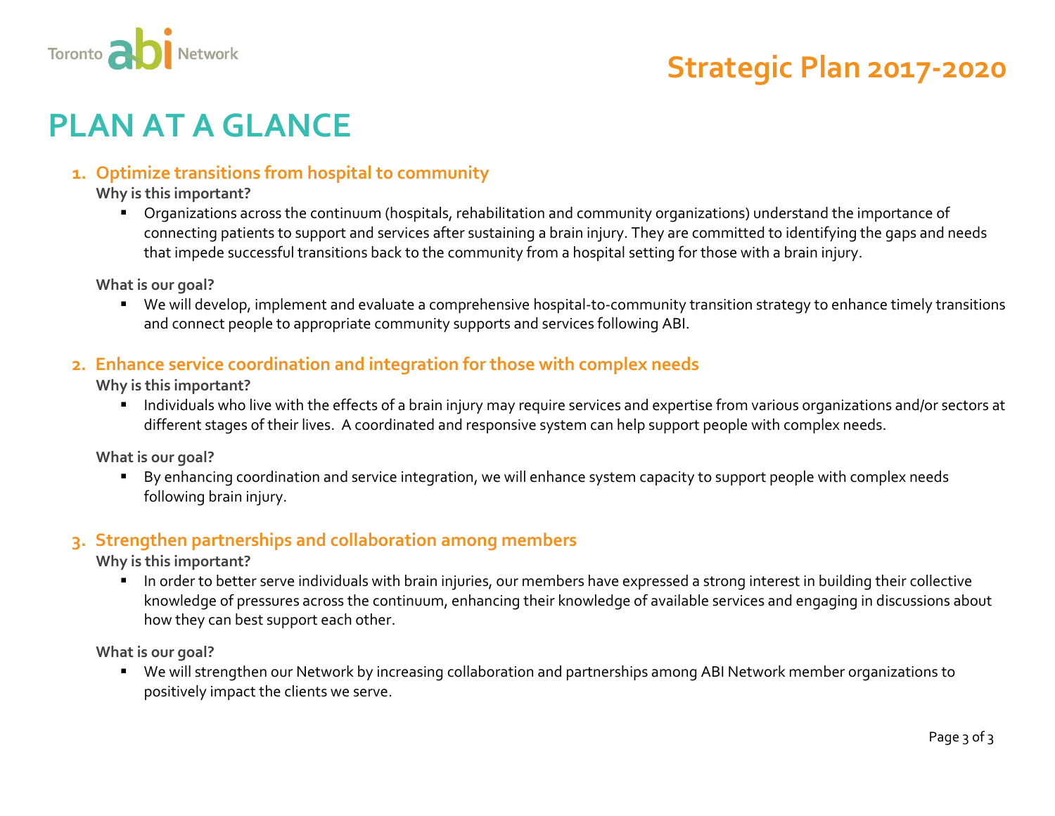# PLAN AT A GLANCE

## 1. Optimize transitions from hospital to community

**Why is this important?**

- Organizations across the continuum (hospitals, rehabilitation and community organizations) understand the importance of connecting patients to support and services after sustaining a brain injury. They are committed to identifying the gaps and needs that impede successful transitions back to the community from a hospital setting for those with a brain injury.

**What is our goal?**

- We will develop, implement and evaluate a comprehensive hospital-to-community transition strategy to enhance timely transitions and connect people to appropriate community supports and services following ABI.

## 2. Enhance service coordination and integration for those with complex needs

**Why is this important?**

- Individuals who live with the effects of a brain injury may require services and expertise from various organizations and/or sectors at different stages of their lives. A coordinated and responsive system can help support people with complex needs.

**What is our goal?**

- By enhancing coordination and service integration, we will enhance system capacity to support people with complex needs following brain injury.

## 3. Strengthen partnerships and collaboration among members

**Why is this important?**

- In order to better serve individuals with brain injuries, our members have expressed a strong interest in building their collective knowledge of pressures across the continuum, enhancing their knowledge of available services and engaging in discussions about how they can best support each other.

**What is our goal?**

- We will strengthen our Network by increasing collaboration and partnerships among ABI Network member organizations to positively impact the clients we serve.